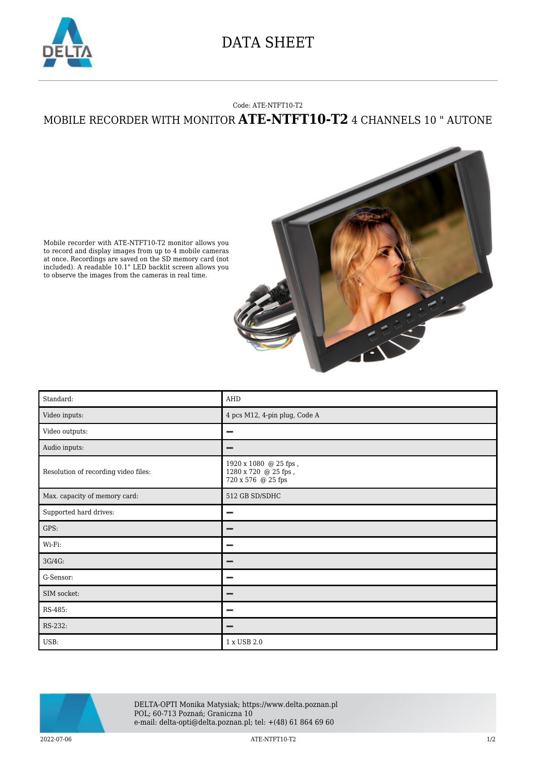# DATA SHEET

Code: ATE-NTFT10-T2

## MOBILE RECORDER WITH MONITOR **ATE-NTFT10-T2** 4 CHANNELS 10 " AUTONE

Mobile recorder with ATE-NTFT10-T2 monitor allows you to record and display images from up to 4 mobile cameras at once. Recordings are saved on the SD memory card (not included). A readable 10.1" LED backlit screen allows you to observe the images from the cameras in real time.

| | |
|---|---|
| Standard: | AHD |
| Video inputs: | 4 pcs M12, 4-pin plug, Code A |
| Video outputs: | – |
| Audio inputs: | – |
| Resolution of recording video files: | 1920 x 1080 @ 25 fps ,<br>1280 x 720 @ 25 fps ,<br>720 x 576 @ 25 fps |
| Max. capacity of memory card: | 512 GB SD/SDHC |
| Supported hard drives: | – |
| GPS: | – |
| Wi-Fi: | – |
| 3G/4G: | – |
| G-Sensor: | – |
| SIM socket: | – |
| RS-485: | – |
| RS-232: | – |
| USB: | 1 x USB 2.0 |

DELTA-OPTI Monika Matysiak; https://www.delta.poznan.pl
POL; 60-713 Poznań; Graniczna 10
e-mail: delta-opti@delta.poznan.pl; tel: +(48) 61 864 69 60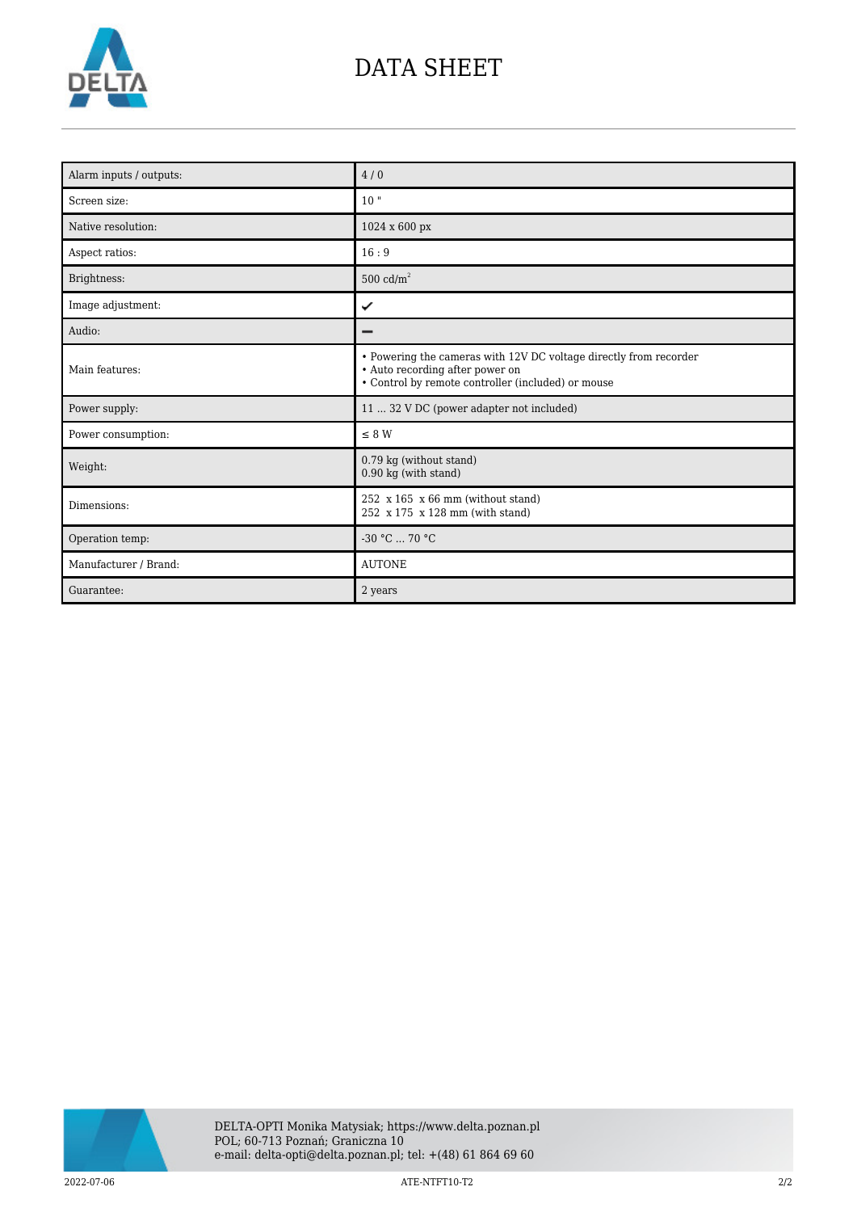# DATA SHEET

| | |
|---|---|
| Alarm inputs / outputs: | 4 / 0 |
| Screen size: | 10 " |
| Native resolution: | 1024 x 600 px |
| Aspect ratios: | 16 : 9 |
| Brightness: | 500 cd/m$^2$ |
| Image adjustment: | ✔ |
| Audio: | – |
| Main features: | • Powering the cameras with 12V DC voltage directly from recorder<br>• Auto recording after power on<br>• Control by remote controller (included) or mouse |
| Power supply: | 11 ... 32 V DC (power adapter not included) |
| Power consumption: | ≤ 8 W |
| Weight: | 0.79 kg (without stand)<br>0.90 kg (with stand) |
| Dimensions: | 252 x 165 x 66 mm (without stand)<br>252 x 175 x 128 mm (with stand) |
| Operation temp: | -30 °C ... 70 °C |
| Manufacturer / Brand: | AUTONE |
| Guarantee: | 2 years |

DELTA-OPTI Monika Matysiak; https://www.delta.poznan.pl
POL; 60-713 Poznań; Graniczna 10
e-mail: delta-opti@delta.poznan.pl; tel: +(48) 61 864 69 60

2022-07-06 ATE-NTFT10-T2